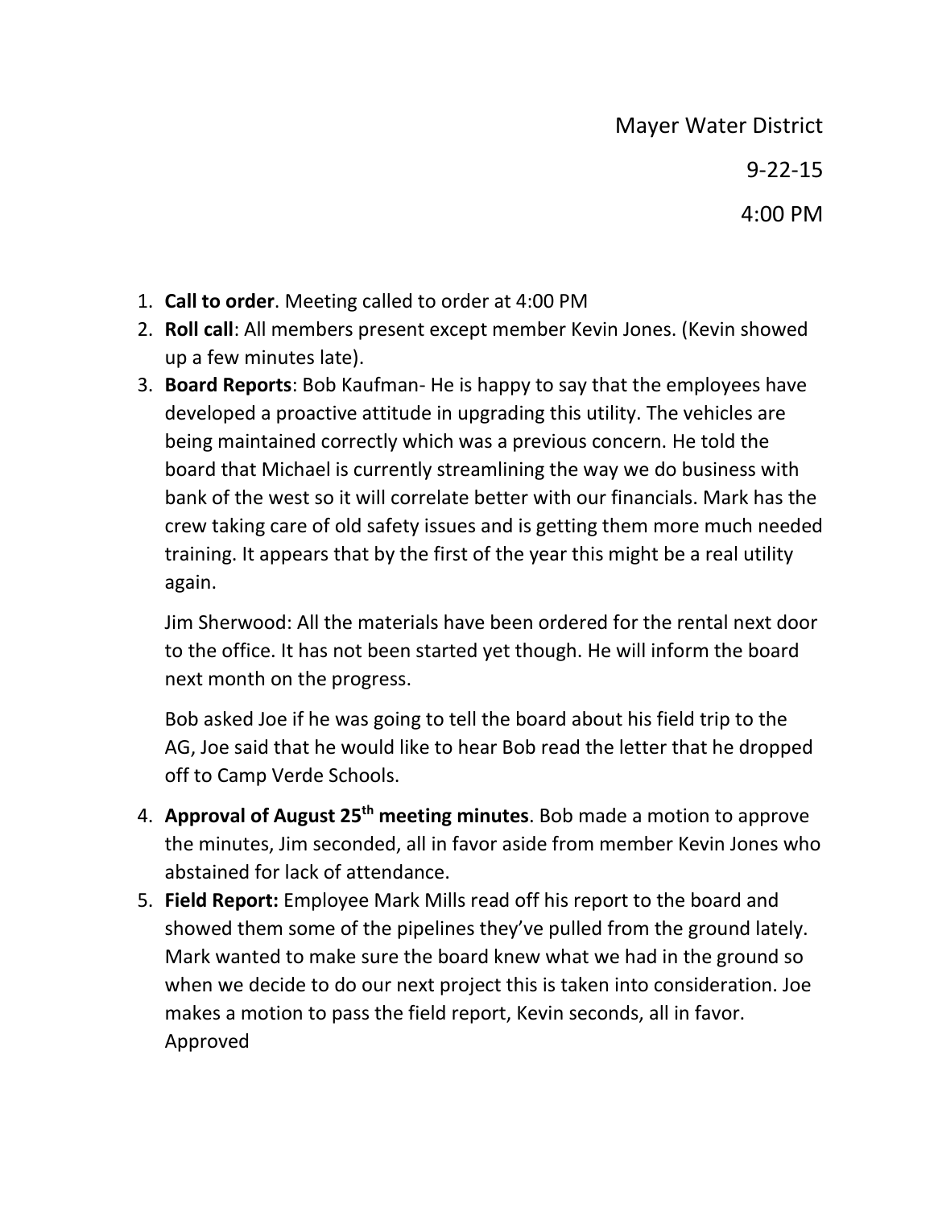Mayer Water District

9-22-15

4:00 PM

1. **Call to order**. Meeting called to order at 4:00 PM
2. **Roll call**: All members present except member Kevin Jones. (Kevin showed up a few minutes late).
3. **Board Reports**: Bob Kaufman- He is happy to say that the employees have developed a proactive attitude in upgrading this utility. The vehicles are being maintained correctly which was a previous concern. He told the board that Michael is currently streamlining the way we do business with bank of the west so it will correlate better with our financials. Mark has the crew taking care of old safety issues and is getting them more much needed training. It appears that by the first of the year this might be a real utility again.

   Jim Sherwood: All the materials have been ordered for the rental next door to the office. It has not been started yet though. He will inform the board next month on the progress.

   Bob asked Joe if he was going to tell the board about his field trip to the AG, Joe said that he would like to hear Bob read the letter that he dropped off to Camp Verde Schools.

4. **Approval of August 25th meeting minutes**. Bob made a motion to approve the minutes, Jim seconded, all in favor aside from member Kevin Jones who abstained for lack of attendance.
5. **Field Report:** Employee Mark Mills read off his report to the board and showed them some of the pipelines they've pulled from the ground lately. Mark wanted to make sure the board knew what we had in the ground so when we decide to do our next project this is taken into consideration. Joe makes a motion to pass the field report, Kevin seconds, all in favor. Approved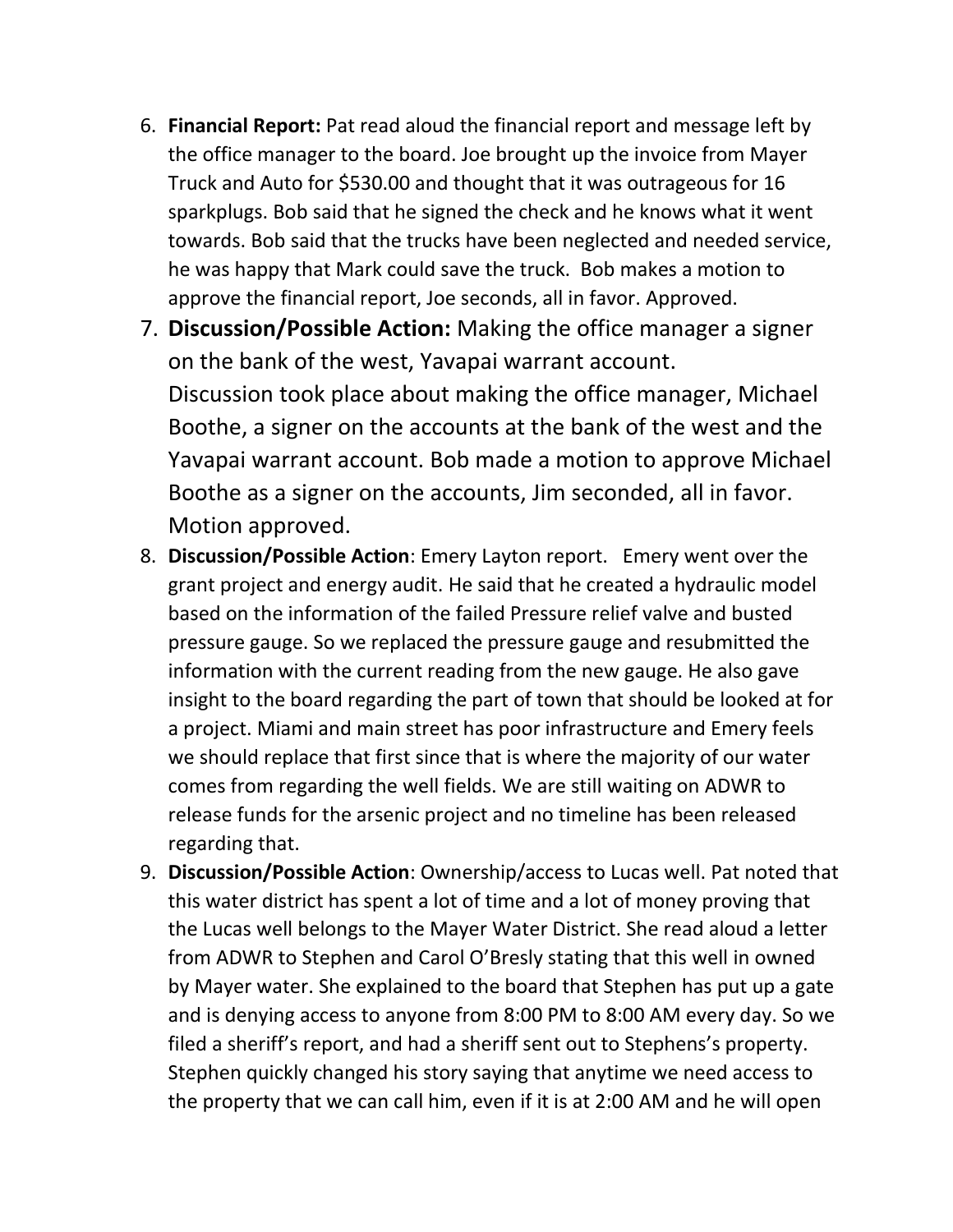6. **Financial Report:** Pat read aloud the financial report and message left by the office manager to the board. Joe brought up the invoice from Mayer Truck and Auto for $530.00 and thought that it was outrageous for 16 sparkplugs. Bob said that he signed the check and he knows what it went towards. Bob said that the trucks have been neglected and needed service, he was happy that Mark could save the truck. Bob makes a motion to approve the financial report, Joe seconds, all in favor. Approved.
7. **Discussion/Possible Action:** Making the office manager a signer on the bank of the west, Yavapai warrant account. Discussion took place about making the office manager, Michael Boothe, a signer on the accounts at the bank of the west and the Yavapai warrant account. Bob made a motion to approve Michael Boothe as a signer on the accounts, Jim seconded, all in favor. Motion approved.
8. **Discussion/Possible Action**: Emery Layton report. Emery went over the grant project and energy audit. He said that he created a hydraulic model based on the information of the failed Pressure relief valve and busted pressure gauge. So we replaced the pressure gauge and resubmitted the information with the current reading from the new gauge. He also gave insight to the board regarding the part of town that should be looked at for a project. Miami and main street has poor infrastructure and Emery feels we should replace that first since that is where the majority of our water comes from regarding the well fields. We are still waiting on ADWR to release funds for the arsenic project and no timeline has been released regarding that.
9. **Discussion/Possible Action**: Ownership/access to Lucas well. Pat noted that this water district has spent a lot of time and a lot of money proving that the Lucas well belongs to the Mayer Water District. She read aloud a letter from ADWR to Stephen and Carol O'Bresly stating that this well in owned by Mayer water. She explained to the board that Stephen has put up a gate and is denying access to anyone from 8:00 PM to 8:00 AM every day. So we filed a sheriff's report, and had a sheriff sent out to Stephens's property. Stephen quickly changed his story saying that anytime we need access to the property that we can call him, even if it is at 2:00 AM and he will open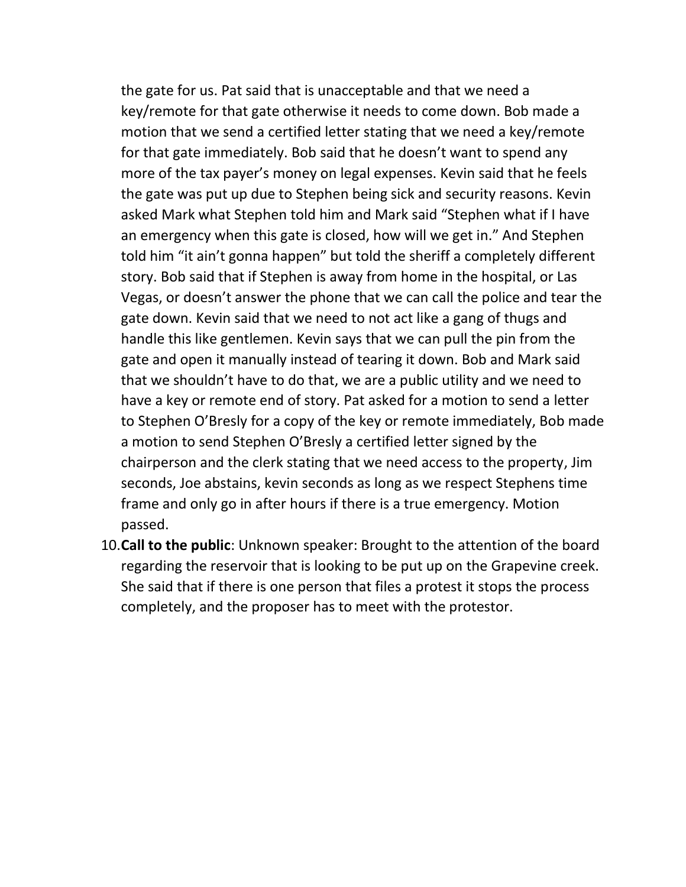the gate for us. Pat said that is unacceptable and that we need a key/remote for that gate otherwise it needs to come down. Bob made a motion that we send a certified letter stating that we need a key/remote for that gate immediately. Bob said that he doesn't want to spend any more of the tax payer's money on legal expenses. Kevin said that he feels the gate was put up due to Stephen being sick and security reasons. Kevin asked Mark what Stephen told him and Mark said "Stephen what if I have an emergency when this gate is closed, how will we get in." And Stephen told him "it ain't gonna happen" but told the sheriff a completely different story. Bob said that if Stephen is away from home in the hospital, or Las Vegas, or doesn't answer the phone that we can call the police and tear the gate down. Kevin said that we need to not act like a gang of thugs and handle this like gentlemen. Kevin says that we can pull the pin from the gate and open it manually instead of tearing it down. Bob and Mark said that we shouldn't have to do that, we are a public utility and we need to have a key or remote end of story. Pat asked for a motion to send a letter to Stephen O'Bresly for a copy of the key or remote immediately, Bob made a motion to send Stephen O'Bresly a certified letter signed by the chairperson and the clerk stating that we need access to the property, Jim seconds, Joe abstains, kevin seconds as long as we respect Stephens time frame and only go in after hours if there is a true emergency. Motion passed.

10. **Call to the public**: Unknown speaker: Brought to the attention of the board regarding the reservoir that is looking to be put up on the Grapevine creek. She said that if there is one person that files a protest it stops the process completely, and the proposer has to meet with the protestor.